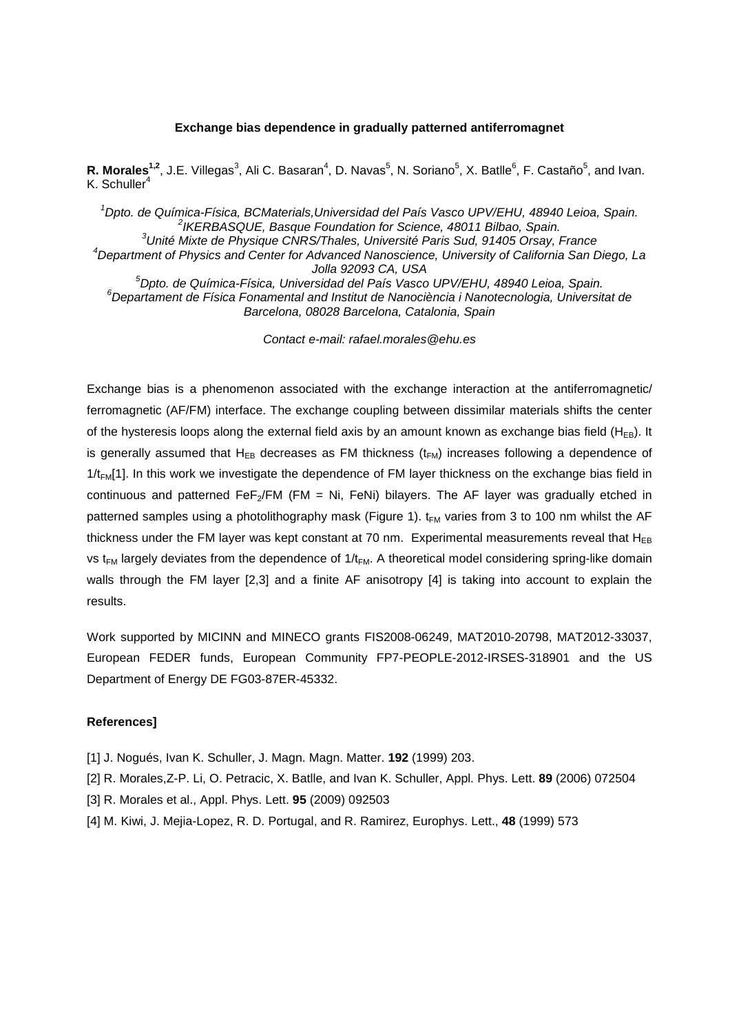**Exchange bias dependence in gradually patterned antiferromagnet**

**R. Morales**[1,2], J.E. Villegas[3], Ali C. Basaran[4], D. Navas[5], N. Soriano[5], X. Batlle[6], F. Castaño[5], and Ivan. K. Schuller[4]

[1]*Dpto. de Química-Física, BCMaterials,Universidad del País Vasco UPV/EHU, 48940 Leioa, Spain.*
[2]*IKERBASQUE, Basque Foundation for Science, 48011 Bilbao, Spain.*
[3]*Unité Mixte de Physique CNRS/Thales, Université Paris Sud, 91405 Orsay, France*
[4]*Department of Physics and Center for Advanced Nanoscience, University of California San Diego, La Jolla 92093 CA, USA*
[5]*Dpto. de Química-Física, Universidad del País Vasco UPV/EHU, 48940 Leioa, Spain.*
[6]*Departament de Física Fonamental and Institut de Nanociència i Nanotecnologia, Universitat de Barcelona, 08028 Barcelona, Catalonia, Spain*

*Contact e-mail: rafael.morales@ehu.es*

Exchange bias is a phenomenon associated with the exchange interaction at the antiferromagnetic/ ferromagnetic (AF/FM) interface. The exchange coupling between dissimilar materials shifts the center of the hysteresis loops along the external field axis by an amount known as exchange bias field ($H_{EB}$). It is generally assumed that $H_{EB}$ decreases as FM thickness ($t_{FM}$) increases following a dependence of $1/t_{FM}$[1]. In this work we investigate the dependence of FM layer thickness on the exchange bias field in continuous and patterned $FeF_2$/FM (FM = Ni, FeNi) bilayers. The AF layer was gradually etched in patterned samples using a photolithography mask (Figure 1). $t_{FM}$ varies from 3 to 100 nm whilst the AF thickness under the FM layer was kept constant at 70 nm. Experimental measurements reveal that $H_{EB}$ vs $t_{FM}$ largely deviates from the dependence of $1/t_{FM}$. A theoretical model considering spring-like domain walls through the FM layer [2,3] and a finite AF anisotropy [4] is taking into account to explain the results.

Work supported by MICINN and MINECO grants FIS2008-06249, MAT2010-20798, MAT2012-33037, European FEDER funds, European Community FP7-PEOPLE-2012-IRSES-318901 and the US Department of Energy DE FG03-87ER-45332.

**References]**

[1] J. Nogués, Ivan K. Schuller, J. Magn. Magn. Matter. **192** (1999) 203.

[2] R. Morales,Z-P. Li, O. Petracic, X. Batlle, and Ivan K. Schuller, Appl. Phys. Lett. **89** (2006) 072504

[3] R. Morales et al., Appl. Phys. Lett. **95** (2009) 092503

[4] M. Kiwi, J. Mejia-Lopez, R. D. Portugal, and R. Ramirez, Europhys. Lett., **48** (1999) 573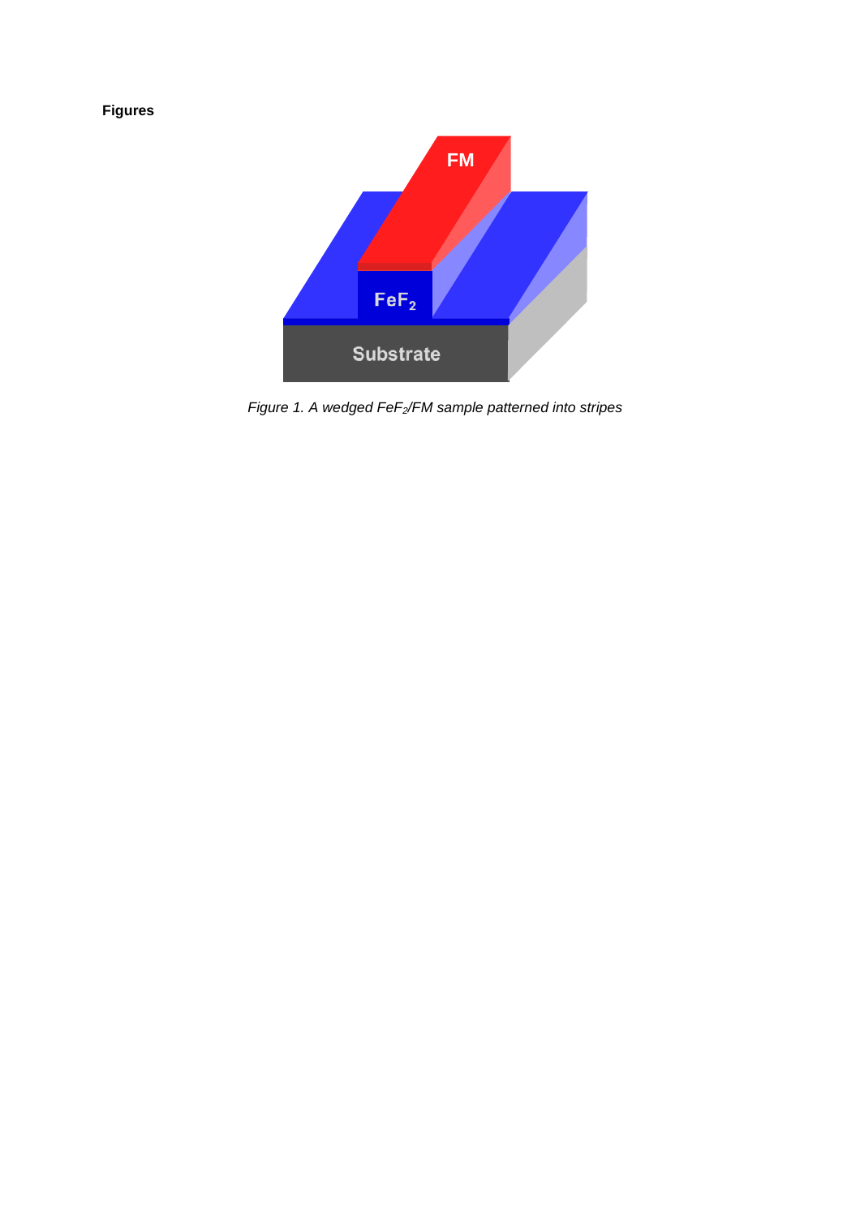**Figures**

FM

$FeF_2$

Substrate

*Figure 1. A wedged $FeF_2$/FM sample patterned into stripes*